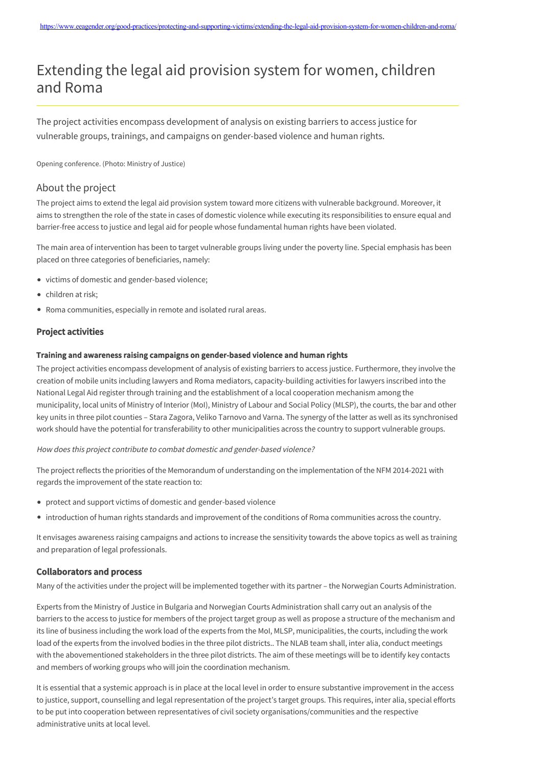https://www.eeagender.org/good-practices/protecting-and-supporting-victims/extending-the-legal-aid-provision-system-for-women-children-and-roma/

# Extending the legal aid provision system for women, children and Roma

The project activities encompass development of analysis on existing barriers to access justice for vulnerable groups, trainings, and campaigns on gender-based violence and human rights.

Opening conference. (Photo: Ministry of Justice)

## About the project

The project aims to extend the legal aid provision system toward more citizens with vulnerable background. Moreover, it aims to strengthen the role of the state in cases of domestic violence while executing its responsibilities to ensure equal and barrier-free access to justice and legal aid for people whose fundamental human rights have been violated.

The main area of intervention has been to target vulnerable groups living under the poverty line. Special emphasis has been placed on three categories of beneficiaries, namely:

- victims of domestic and gender-based violence;
- children at risk;
- Roma communities, especially in remote and isolated rural areas.

### Project activities

#### Training and awareness raising campaigns on gender-based violence and human rights

The project activities encompass development of analysis of existing barriers to access justice. Furthermore, they involve the creation of mobile units including lawyers and Roma mediators, capacity-building activities for lawyers inscribed into the National Legal Aid register through training and the establishment of a local cooperation mechanism among the municipality, local units of Ministry of Interior (MoI), Ministry of Labour and Social Policy (MLSP), the courts, the bar and other key units in three pilot counties – Stara Zagora, Veliko Tarnovo and Varna. The synergy of the latter as well as its synchronised work should have the potential for transferability to other municipalities across the country to support vulnerable groups.

*How does this project contribute to combat domestic and gender-based violence?*

The project reflects the priorities of the Memorandum of understanding on the implementation of the NFM 2014-2021 with regards the improvement of the state reaction to:

- protect and support victims of domestic and gender-based violence
- introduction of human rights standards and improvement of the conditions of Roma communities across the country.

It envisages awareness raising campaigns and actions to increase the sensitivity towards the above topics as well as training and preparation of legal professionals.

### Collaborators and process

Many of the activities under the project will be implemented together with its partner – the Norwegian Courts Administration.

Experts from the Ministry of Justice in Bulgaria and Norwegian Courts Administration shall carry out an analysis of the barriers to the access to justice for members of the project target group as well as propose a structure of the mechanism and its line of business including the work load of the experts from the MoI, MLSP, municipalities, the courts, including the work load of the experts from the involved bodies in the three pilot districts.. The NLAB team shall, inter alia, conduct meetings with the abovementioned stakeholders in the three pilot districts. The aim of these meetings will be to identify key contacts and members of working groups who will join the coordination mechanism.

It is essential that a systemic approach is in place at the local level in order to ensure substantive improvement in the access to justice, support, counselling and legal representation of the project's target groups. This requires, inter alia, special efforts to be put into cooperation between representatives of civil society organisations/communities and the respective administrative units at local level.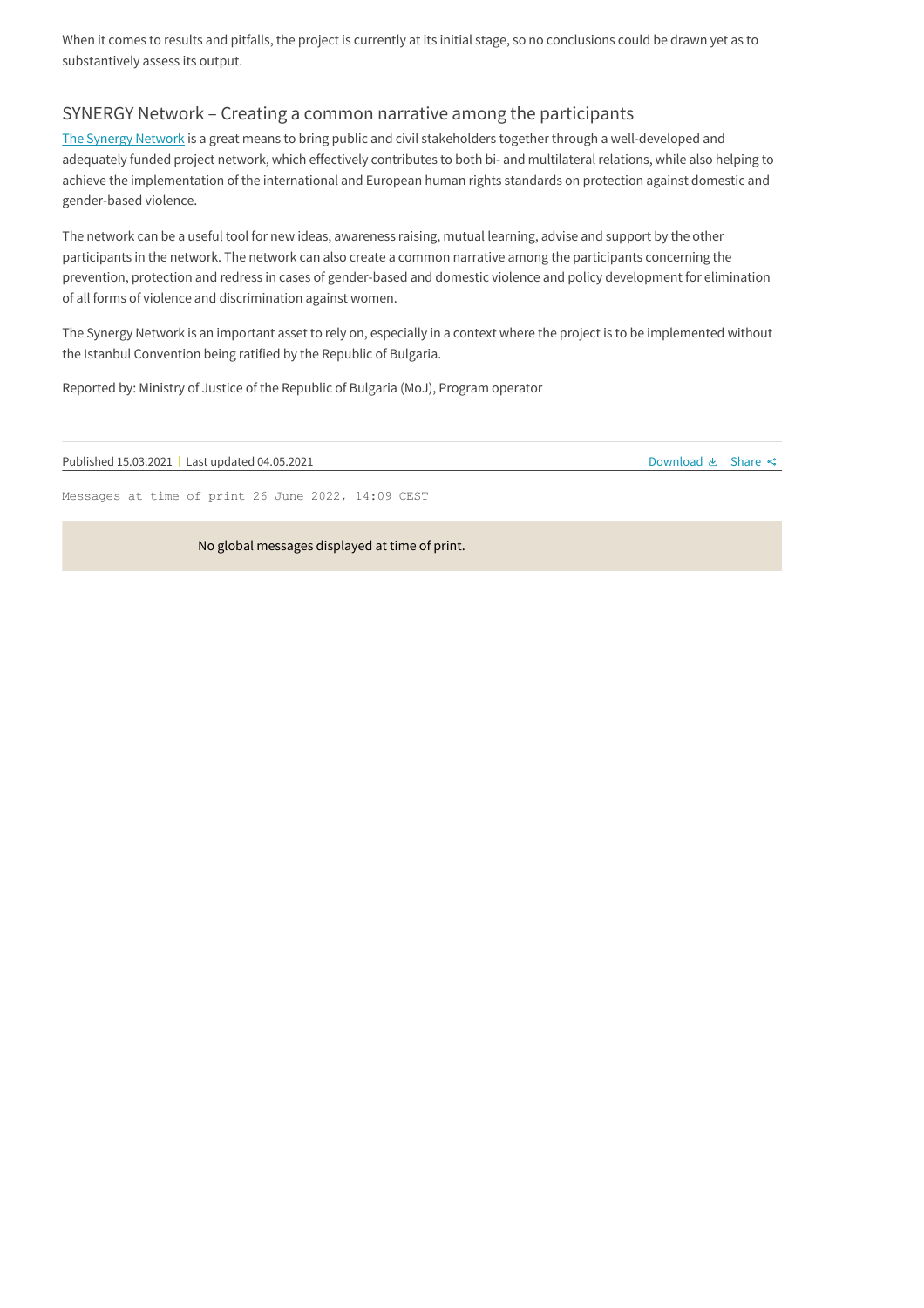When it comes to results and pitfalls, the project is currently at its initial stage, so no conclusions could be drawn yet as to substantively assess its output.

## SYNERGY Network – Creating a common narrative among the participants

The Synergy Network is a great means to bring public and civil stakeholders together through a well-developed and adequately funded project network, which effectively contributes to both bi- and multilateral relations, while also helping to achieve the implementation of the international and European human rights standards on protection against domestic and gender-based violence.

The network can be a useful tool for new ideas, awareness raising, mutual learning, advise and support by the other participants in the network. The network can also create a common narrative among the participants concerning the prevention, protection and redress in cases of gender-based and domestic violence and policy development for elimination of all forms of violence and discrimination against women.

The Synergy Network is an important asset to rely on, especially in a context where the project is to be implemented without the Istanbul Convention being ratified by the Republic of Bulgaria.

Reported by: Ministry of Justice of the Republic of Bulgaria (MoJ), Program operator

Published 15.03.2021 | Last updated 04.05.2021

Download | Share

Messages at time of print 26 June 2022, 14:09 CEST

No global messages displayed at time of print.